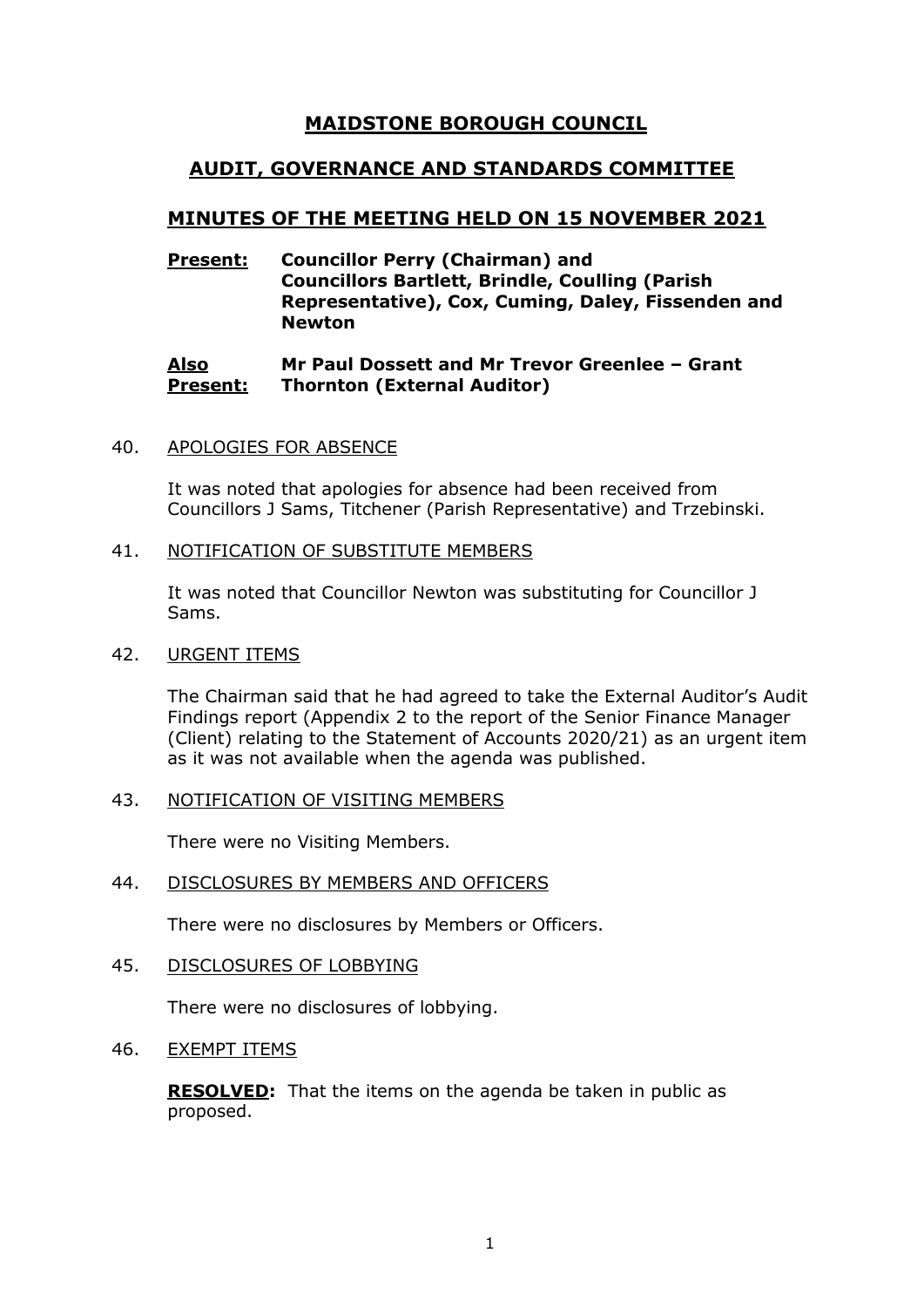# MAIDSTONE BOROUGH COUNCIL

## AUDIT, GOVERNANCE AND STANDARDS COMMITTEE

## MINUTES OF THE MEETING HELD ON 15 NOVEMBER 2021

**Present:** **Councillor Perry (Chairman) and Councillors Bartlett, Brindle, Coulling (Parish Representative), Cox, Cuming, Daley, Fissenden and Newton**

**Also Present:** **Mr Paul Dossett and Mr Trevor Greenlee – Grant Thornton (External Auditor)**

40. APOLOGIES FOR ABSENCE

It was noted that apologies for absence had been received from Councillors J Sams, Titchener (Parish Representative) and Trzebinski.

41. NOTIFICATION OF SUBSTITUTE MEMBERS

It was noted that Councillor Newton was substituting for Councillor J Sams.

42. URGENT ITEMS

The Chairman said that he had agreed to take the External Auditor's Audit Findings report (Appendix 2 to the report of the Senior Finance Manager (Client) relating to the Statement of Accounts 2020/21) as an urgent item as it was not available when the agenda was published.

43. NOTIFICATION OF VISITING MEMBERS

There were no Visiting Members.

44. DISCLOSURES BY MEMBERS AND OFFICERS

There were no disclosures by Members or Officers.

45. DISCLOSURES OF LOBBYING

There were no disclosures of lobbying.

46. EXEMPT ITEMS

**RESOLVED:** That the items on the agenda be taken in public as proposed.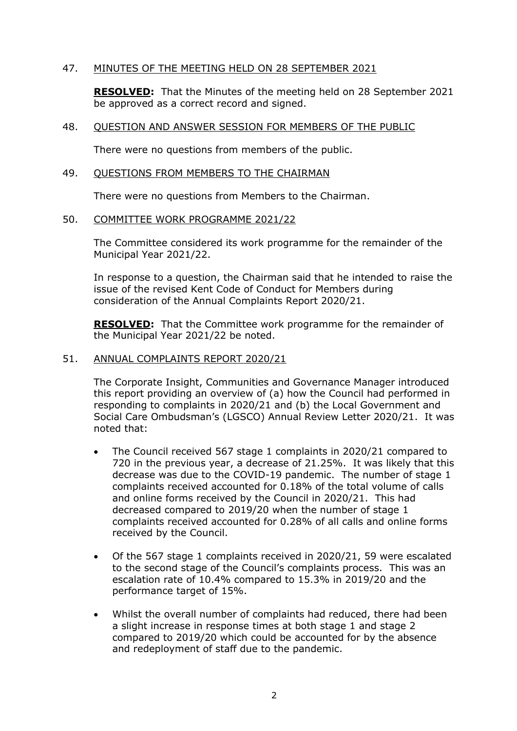## 47. MINUTES OF THE MEETING HELD ON 28 SEPTEMBER 2021

**RESOLVED:** That the Minutes of the meeting held on 28 September 2021 be approved as a correct record and signed.

## 48. QUESTION AND ANSWER SESSION FOR MEMBERS OF THE PUBLIC

There were no questions from members of the public.

## 49. QUESTIONS FROM MEMBERS TO THE CHAIRMAN

There were no questions from Members to the Chairman.

## 50. COMMITTEE WORK PROGRAMME 2021/22

The Committee considered its work programme for the remainder of the Municipal Year 2021/22.

In response to a question, the Chairman said that he intended to raise the issue of the revised Kent Code of Conduct for Members during consideration of the Annual Complaints Report 2020/21.

**RESOLVED:** That the Committee work programme for the remainder of the Municipal Year 2021/22 be noted.

## 51. ANNUAL COMPLAINTS REPORT 2020/21

The Corporate Insight, Communities and Governance Manager introduced this report providing an overview of (a) how the Council had performed in responding to complaints in 2020/21 and (b) the Local Government and Social Care Ombudsman's (LGSCO) Annual Review Letter 2020/21. It was noted that:

- The Council received 567 stage 1 complaints in 2020/21 compared to 720 in the previous year, a decrease of 21.25%. It was likely that this decrease was due to the COVID-19 pandemic. The number of stage 1 complaints received accounted for 0.18% of the total volume of calls and online forms received by the Council in 2020/21. This had decreased compared to 2019/20 when the number of stage 1 complaints received accounted for 0.28% of all calls and online forms received by the Council.

- Of the 567 stage 1 complaints received in 2020/21, 59 were escalated to the second stage of the Council's complaints process. This was an escalation rate of 10.4% compared to 15.3% in 2019/20 and the performance target of 15%.

- Whilst the overall number of complaints had reduced, there had been a slight increase in response times at both stage 1 and stage 2 compared to 2019/20 which could be accounted for by the absence and redeployment of staff due to the pandemic.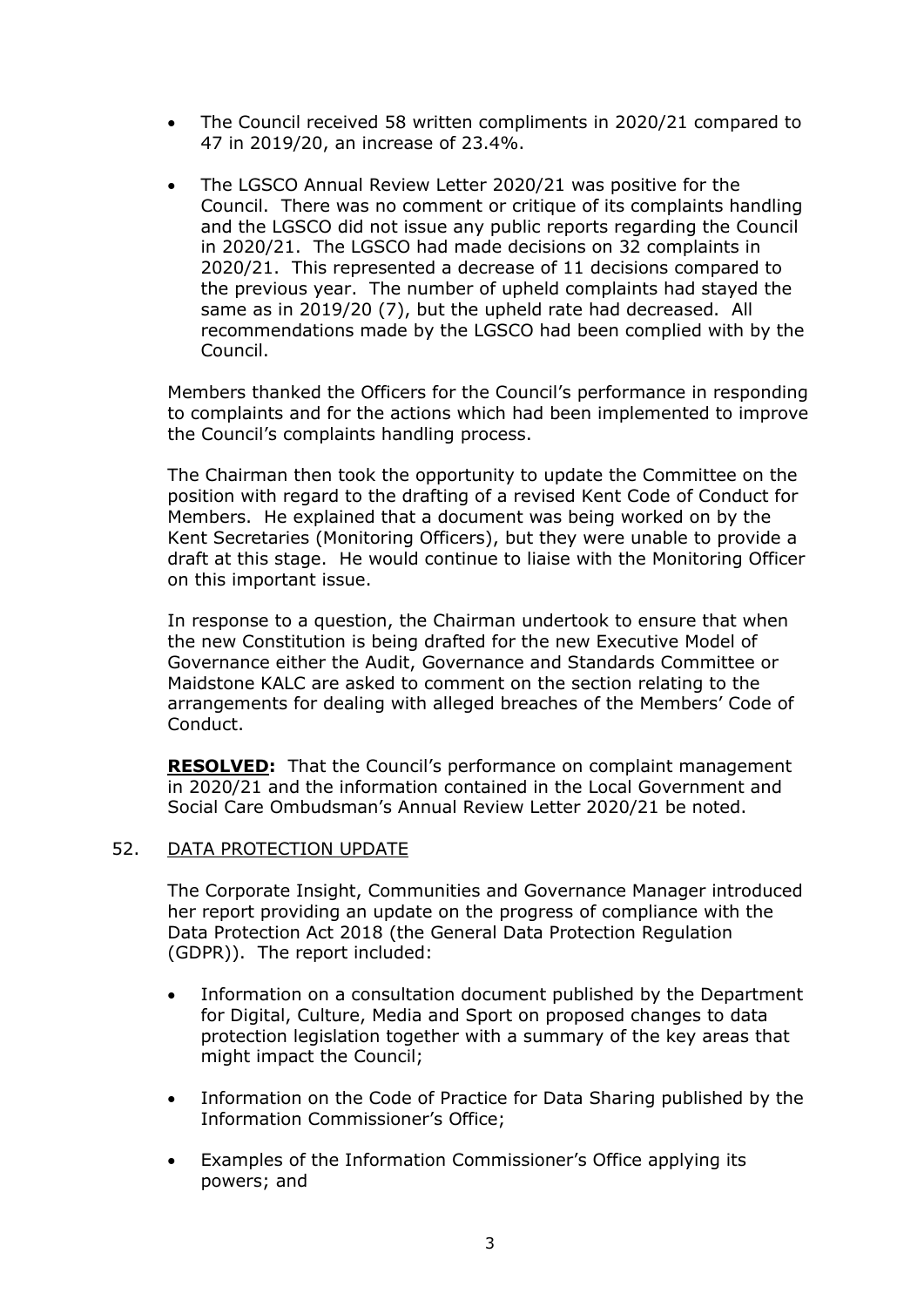- The Council received 58 written compliments in 2020/21 compared to 47 in 2019/20, an increase of 23.4%.

- The LGSCO Annual Review Letter 2020/21 was positive for the Council. There was no comment or critique of its complaints handling and the LGSCO did not issue any public reports regarding the Council in 2020/21. The LGSCO had made decisions on 32 complaints in 2020/21. This represented a decrease of 11 decisions compared to the previous year. The number of upheld complaints had stayed the same as in 2019/20 (7), but the upheld rate had decreased. All recommendations made by the LGSCO had been complied with by the Council.

Members thanked the Officers for the Council's performance in responding to complaints and for the actions which had been implemented to improve the Council's complaints handling process.

The Chairman then took the opportunity to update the Committee on the position with regard to the drafting of a revised Kent Code of Conduct for Members. He explained that a document was being worked on by the Kent Secretaries (Monitoring Officers), but they were unable to provide a draft at this stage. He would continue to liaise with the Monitoring Officer on this important issue.

In response to a question, the Chairman undertook to ensure that when the new Constitution is being drafted for the new Executive Model of Governance either the Audit, Governance and Standards Committee or Maidstone KALC are asked to comment on the section relating to the arrangements for dealing with alleged breaches of the Members' Code of Conduct.

**RESOLVED:** That the Council's performance on complaint management in 2020/21 and the information contained in the Local Government and Social Care Ombudsman's Annual Review Letter 2020/21 be noted.

## 52. DATA PROTECTION UPDATE

The Corporate Insight, Communities and Governance Manager introduced her report providing an update on the progress of compliance with the Data Protection Act 2018 (the General Data Protection Regulation (GDPR)). The report included:

- Information on a consultation document published by the Department for Digital, Culture, Media and Sport on proposed changes to data protection legislation together with a summary of the key areas that might impact the Council;

- Information on the Code of Practice for Data Sharing published by the Information Commissioner's Office;

- Examples of the Information Commissioner's Office applying its powers; and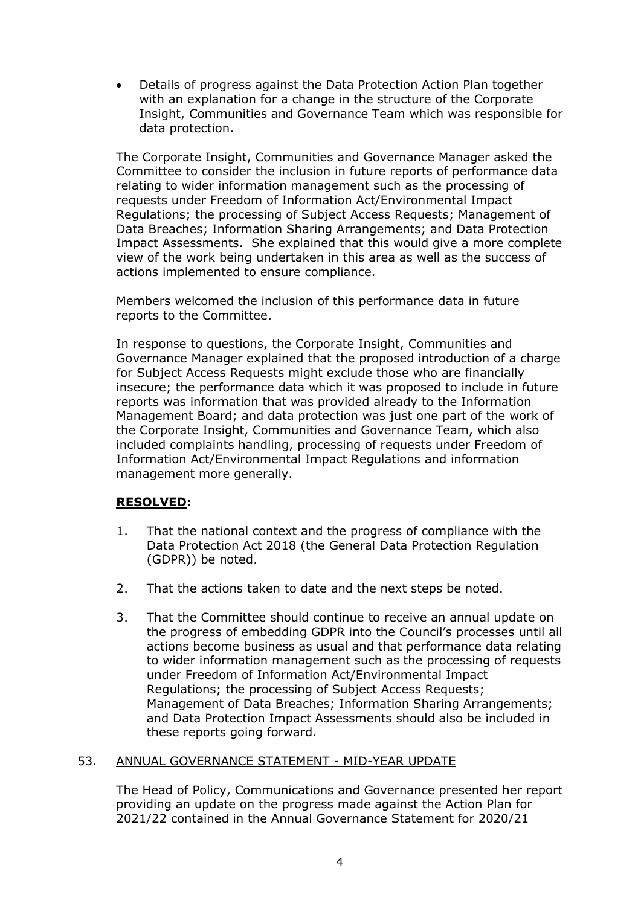- Details of progress against the Data Protection Action Plan together with an explanation for a change in the structure of the Corporate Insight, Communities and Governance Team which was responsible for data protection.

The Corporate Insight, Communities and Governance Manager asked the Committee to consider the inclusion in future reports of performance data relating to wider information management such as the processing of requests under Freedom of Information Act/Environmental Impact Regulations; the processing of Subject Access Requests; Management of Data Breaches; Information Sharing Arrangements; and Data Protection Impact Assessments. She explained that this would give a more complete view of the work being undertaken in this area as well as the success of actions implemented to ensure compliance.

Members welcomed the inclusion of this performance data in future reports to the Committee.

In response to questions, the Corporate Insight, Communities and Governance Manager explained that the proposed introduction of a charge for Subject Access Requests might exclude those who are financially insecure; the performance data which it was proposed to include in future reports was information that was provided already to the Information Management Board; and data protection was just one part of the work of the Corporate Insight, Communities and Governance Team, which also included complaints handling, processing of requests under Freedom of Information Act/Environmental Impact Regulations and information management more generally.

**RESOLVED:**

1. That the national context and the progress of compliance with the Data Protection Act 2018 (the General Data Protection Regulation (GDPR)) be noted.
2. That the actions taken to date and the next steps be noted.
3. That the Committee should continue to receive an annual update on the progress of embedding GDPR into the Council's processes until all actions become business as usual and that performance data relating to wider information management such as the processing of requests under Freedom of Information Act/Environmental Impact Regulations; the processing of Subject Access Requests; Management of Data Breaches; Information Sharing Arrangements; and Data Protection Impact Assessments should also be included in these reports going forward.

53. ANNUAL GOVERNANCE STATEMENT - MID-YEAR UPDATE

The Head of Policy, Communications and Governance presented her report providing an update on the progress made against the Action Plan for 2021/22 contained in the Annual Governance Statement for 2020/21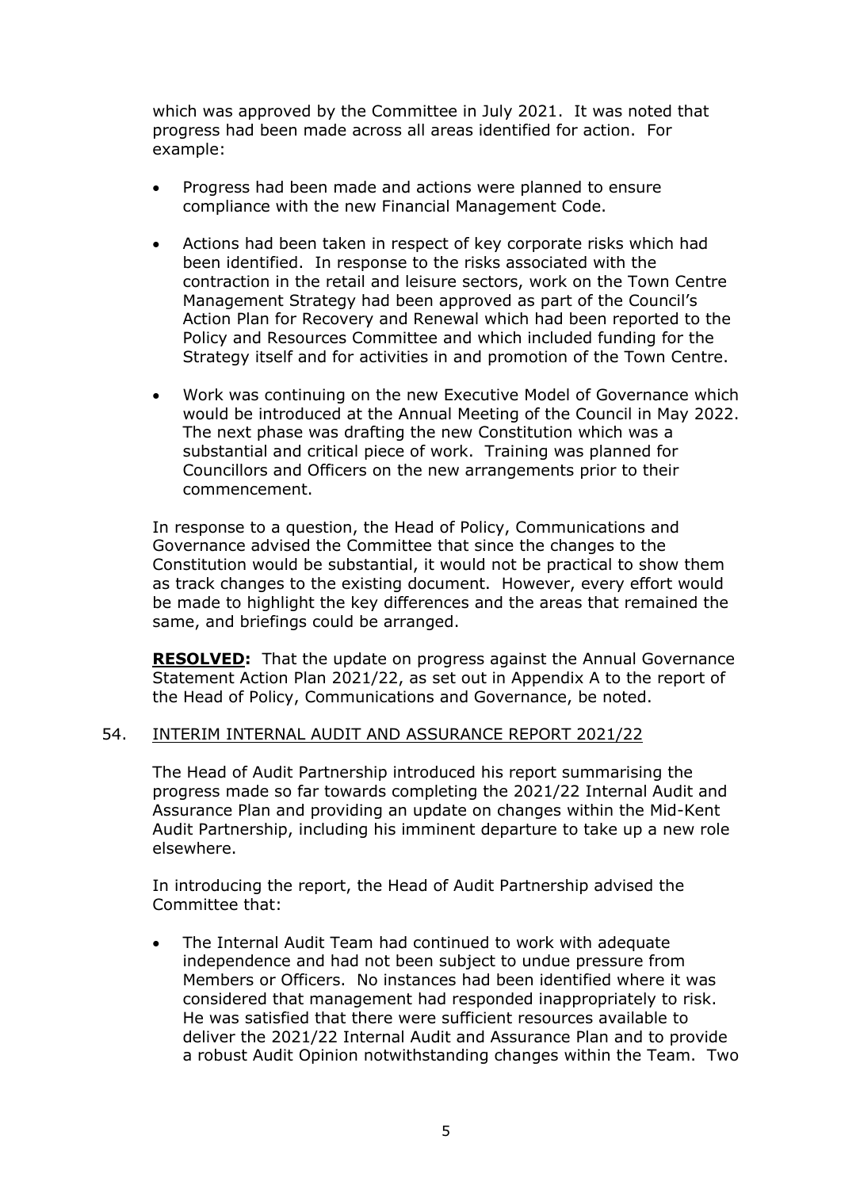which was approved by the Committee in July 2021. It was noted that progress had been made across all areas identified for action. For example:

- Progress had been made and actions were planned to ensure compliance with the new Financial Management Code.

- Actions had been taken in respect of key corporate risks which had been identified. In response to the risks associated with the contraction in the retail and leisure sectors, work on the Town Centre Management Strategy had been approved as part of the Council's Action Plan for Recovery and Renewal which had been reported to the Policy and Resources Committee and which included funding for the Strategy itself and for activities in and promotion of the Town Centre.

- Work was continuing on the new Executive Model of Governance which would be introduced at the Annual Meeting of the Council in May 2022. The next phase was drafting the new Constitution which was a substantial and critical piece of work. Training was planned for Councillors and Officers on the new arrangements prior to their commencement.

In response to a question, the Head of Policy, Communications and Governance advised the Committee that since the changes to the Constitution would be substantial, it would not be practical to show them as track changes to the existing document. However, every effort would be made to highlight the key differences and the areas that remained the same, and briefings could be arranged.

**RESOLVED:** That the update on progress against the Annual Governance Statement Action Plan 2021/22, as set out in Appendix A to the report of the Head of Policy, Communications and Governance, be noted.

54. INTERIM INTERNAL AUDIT AND ASSURANCE REPORT 2021/22

The Head of Audit Partnership introduced his report summarising the progress made so far towards completing the 2021/22 Internal Audit and Assurance Plan and providing an update on changes within the Mid-Kent Audit Partnership, including his imminent departure to take up a new role elsewhere.

In introducing the report, the Head of Audit Partnership advised the Committee that:

- The Internal Audit Team had continued to work with adequate independence and had not been subject to undue pressure from Members or Officers. No instances had been identified where it was considered that management had responded inappropriately to risk. He was satisfied that there were sufficient resources available to deliver the 2021/22 Internal Audit and Assurance Plan and to provide a robust Audit Opinion notwithstanding changes within the Team. Two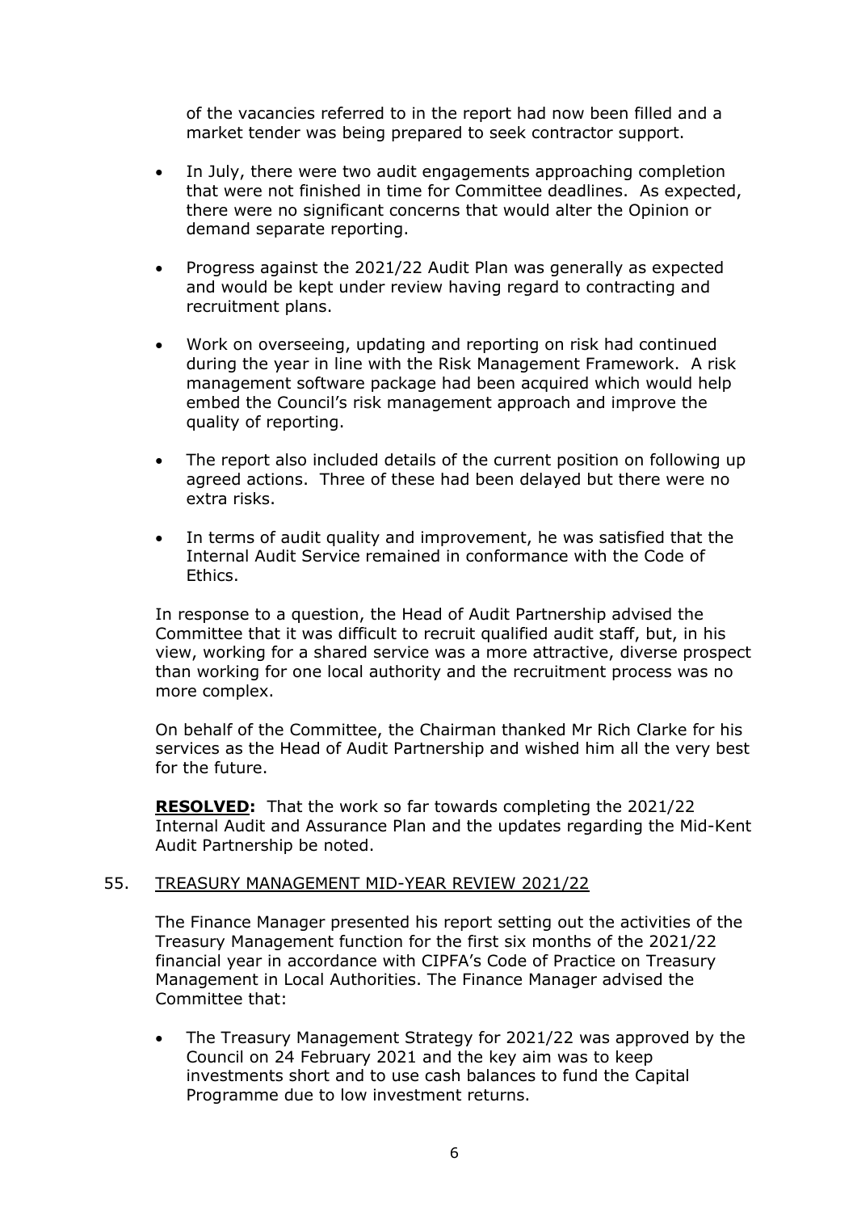of the vacancies referred to in the report had now been filled and a market tender was being prepared to seek contractor support.

- In July, there were two audit engagements approaching completion that were not finished in time for Committee deadlines. As expected, there were no significant concerns that would alter the Opinion or demand separate reporting.

- Progress against the 2021/22 Audit Plan was generally as expected and would be kept under review having regard to contracting and recruitment plans.

- Work on overseeing, updating and reporting on risk had continued during the year in line with the Risk Management Framework. A risk management software package had been acquired which would help embed the Council's risk management approach and improve the quality of reporting.

- The report also included details of the current position on following up agreed actions. Three of these had been delayed but there were no extra risks.

- In terms of audit quality and improvement, he was satisfied that the Internal Audit Service remained in conformance with the Code of Ethics.

In response to a question, the Head of Audit Partnership advised the Committee that it was difficult to recruit qualified audit staff, but, in his view, working for a shared service was a more attractive, diverse prospect than working for one local authority and the recruitment process was no more complex.

On behalf of the Committee, the Chairman thanked Mr Rich Clarke for his services as the Head of Audit Partnership and wished him all the very best for the future.

**RESOLVED:** That the work so far towards completing the 2021/22 Internal Audit and Assurance Plan and the updates regarding the Mid-Kent Audit Partnership be noted.

55. TREASURY MANAGEMENT MID-YEAR REVIEW 2021/22

The Finance Manager presented his report setting out the activities of the Treasury Management function for the first six months of the 2021/22 financial year in accordance with CIPFA's Code of Practice on Treasury Management in Local Authorities. The Finance Manager advised the Committee that:

- The Treasury Management Strategy for 2021/22 was approved by the Council on 24 February 2021 and the key aim was to keep investments short and to use cash balances to fund the Capital Programme due to low investment returns.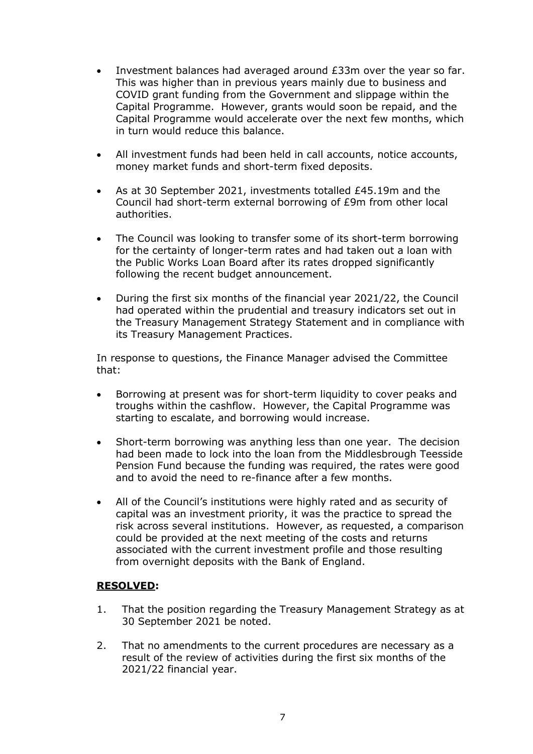- Investment balances had averaged around £33m over the year so far. This was higher than in previous years mainly due to business and COVID grant funding from the Government and slippage within the Capital Programme. However, grants would soon be repaid, and the Capital Programme would accelerate over the next few months, which in turn would reduce this balance.

- All investment funds had been held in call accounts, notice accounts, money market funds and short-term fixed deposits.

- As at 30 September 2021, investments totalled £45.19m and the Council had short-term external borrowing of £9m from other local authorities.

- The Council was looking to transfer some of its short-term borrowing for the certainty of longer-term rates and had taken out a loan with the Public Works Loan Board after its rates dropped significantly following the recent budget announcement.

- During the first six months of the financial year 2021/22, the Council had operated within the prudential and treasury indicators set out in the Treasury Management Strategy Statement and in compliance with its Treasury Management Practices.

In response to questions, the Finance Manager advised the Committee that:

- Borrowing at present was for short-term liquidity to cover peaks and troughs within the cashflow. However, the Capital Programme was starting to escalate, and borrowing would increase.

- Short-term borrowing was anything less than one year. The decision had been made to lock into the loan from the Middlesbrough Teesside Pension Fund because the funding was required, the rates were good and to avoid the need to re-finance after a few months.

- All of the Council's institutions were highly rated and as security of capital was an investment priority, it was the practice to spread the risk across several institutions. However, as requested, a comparison could be provided at the next meeting of the costs and returns associated with the current investment profile and those resulting from overnight deposits with the Bank of England.

**<u>RESOLVED</u>:**

1. That the position regarding the Treasury Management Strategy as at 30 September 2021 be noted.

2. That no amendments to the current procedures are necessary as a result of the review of activities during the first six months of the 2021/22 financial year.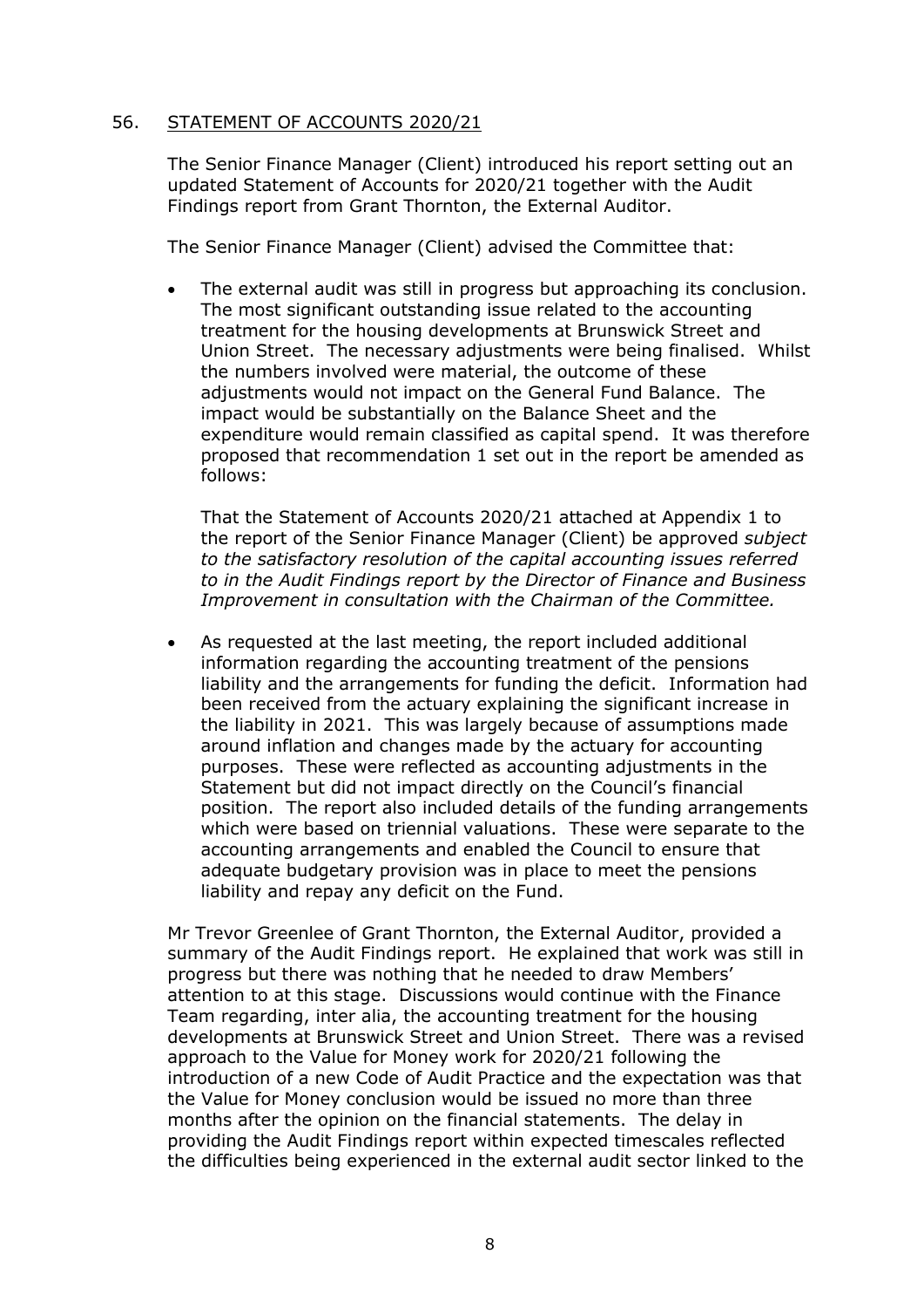## 56. STATEMENT OF ACCOUNTS 2020/21

The Senior Finance Manager (Client) introduced his report setting out an updated Statement of Accounts for 2020/21 together with the Audit Findings report from Grant Thornton, the External Auditor.

The Senior Finance Manager (Client) advised the Committee that:

- The external audit was still in progress but approaching its conclusion. The most significant outstanding issue related to the accounting treatment for the housing developments at Brunswick Street and Union Street. The necessary adjustments were being finalised. Whilst the numbers involved were material, the outcome of these adjustments would not impact on the General Fund Balance. The impact would be substantially on the Balance Sheet and the expenditure would remain classified as capital spend. It was therefore proposed that recommendation 1 set out in the report be amended as follows:

  That the Statement of Accounts 2020/21 attached at Appendix 1 to the report of the Senior Finance Manager (Client) be approved *subject to the satisfactory resolution of the capital accounting issues referred to in the Audit Findings report by the Director of Finance and Business Improvement in consultation with the Chairman of the Committee.*

- As requested at the last meeting, the report included additional information regarding the accounting treatment of the pensions liability and the arrangements for funding the deficit. Information had been received from the actuary explaining the significant increase in the liability in 2021. This was largely because of assumptions made around inflation and changes made by the actuary for accounting purposes. These were reflected as accounting adjustments in the Statement but did not impact directly on the Council's financial position. The report also included details of the funding arrangements which were based on triennial valuations. These were separate to the accounting arrangements and enabled the Council to ensure that adequate budgetary provision was in place to meet the pensions liability and repay any deficit on the Fund.

Mr Trevor Greenlee of Grant Thornton, the External Auditor, provided a summary of the Audit Findings report. He explained that work was still in progress but there was nothing that he needed to draw Members' attention to at this stage. Discussions would continue with the Finance Team regarding, inter alia, the accounting treatment for the housing developments at Brunswick Street and Union Street. There was a revised approach to the Value for Money work for 2020/21 following the introduction of a new Code of Audit Practice and the expectation was that the Value for Money conclusion would be issued no more than three months after the opinion on the financial statements. The delay in providing the Audit Findings report within expected timescales reflected the difficulties being experienced in the external audit sector linked to the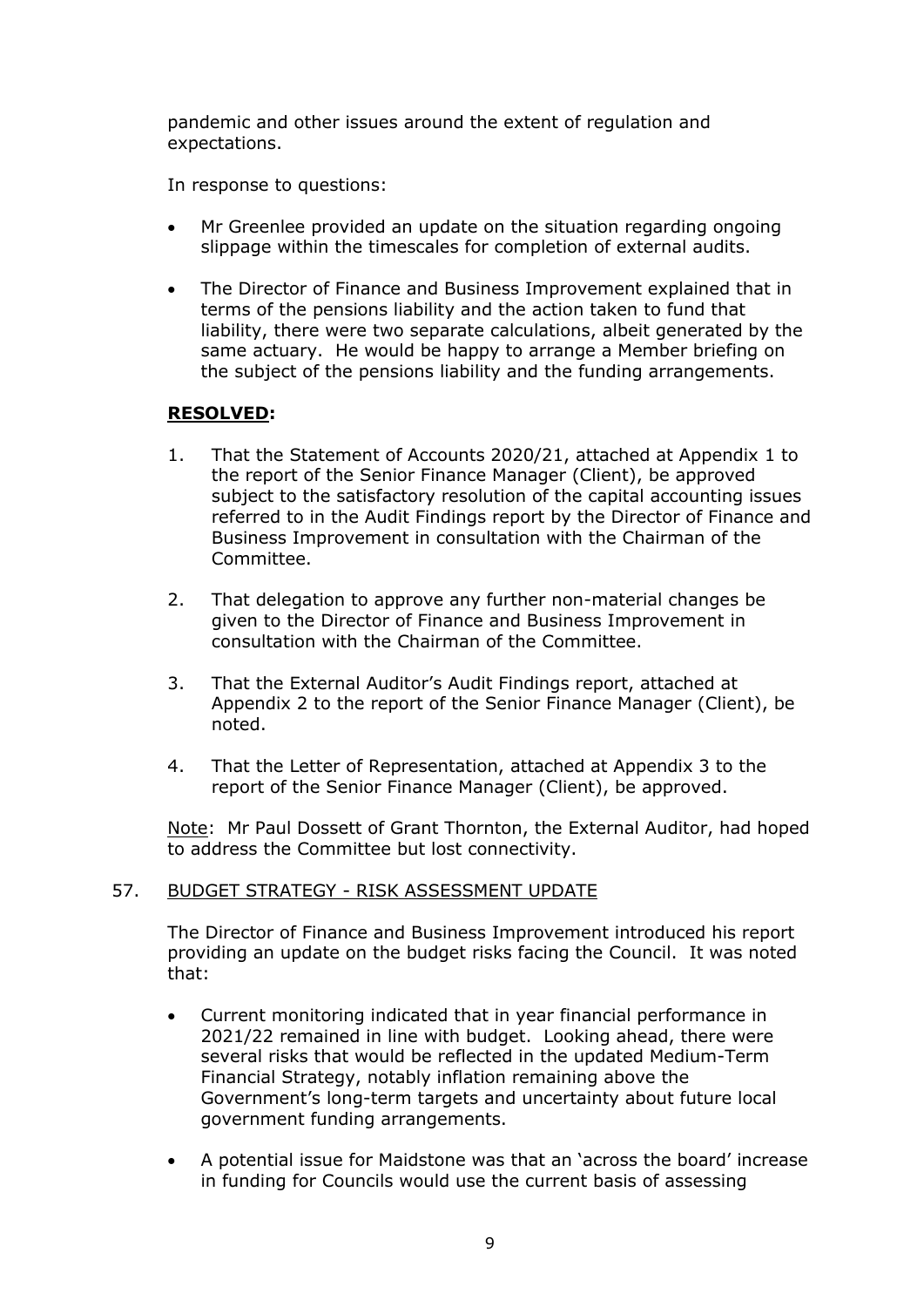pandemic and other issues around the extent of regulation and expectations.

In response to questions:

- Mr Greenlee provided an update on the situation regarding ongoing slippage within the timescales for completion of external audits.

- The Director of Finance and Business Improvement explained that in terms of the pensions liability and the action taken to fund that liability, there were two separate calculations, albeit generated by the same actuary. He would be happy to arrange a Member briefing on the subject of the pensions liability and the funding arrangements.

**RESOLVED:**

1. That the Statement of Accounts 2020/21, attached at Appendix 1 to the report of the Senior Finance Manager (Client), be approved subject to the satisfactory resolution of the capital accounting issues referred to in the Audit Findings report by the Director of Finance and Business Improvement in consultation with the Chairman of the Committee.

2. That delegation to approve any further non-material changes be given to the Director of Finance and Business Improvement in consultation with the Chairman of the Committee.

3. That the External Auditor's Audit Findings report, attached at Appendix 2 to the report of the Senior Finance Manager (Client), be noted.

4. That the Letter of Representation, attached at Appendix 3 to the report of the Senior Finance Manager (Client), be approved.

Note: Mr Paul Dossett of Grant Thornton, the External Auditor, had hoped to address the Committee but lost connectivity.

## 57. BUDGET STRATEGY - RISK ASSESSMENT UPDATE

The Director of Finance and Business Improvement introduced his report providing an update on the budget risks facing the Council. It was noted that:

- Current monitoring indicated that in year financial performance in 2021/22 remained in line with budget. Looking ahead, there were several risks that would be reflected in the updated Medium-Term Financial Strategy, notably inflation remaining above the Government's long-term targets and uncertainty about future local government funding arrangements.

- A potential issue for Maidstone was that an 'across the board' increase in funding for Councils would use the current basis of assessing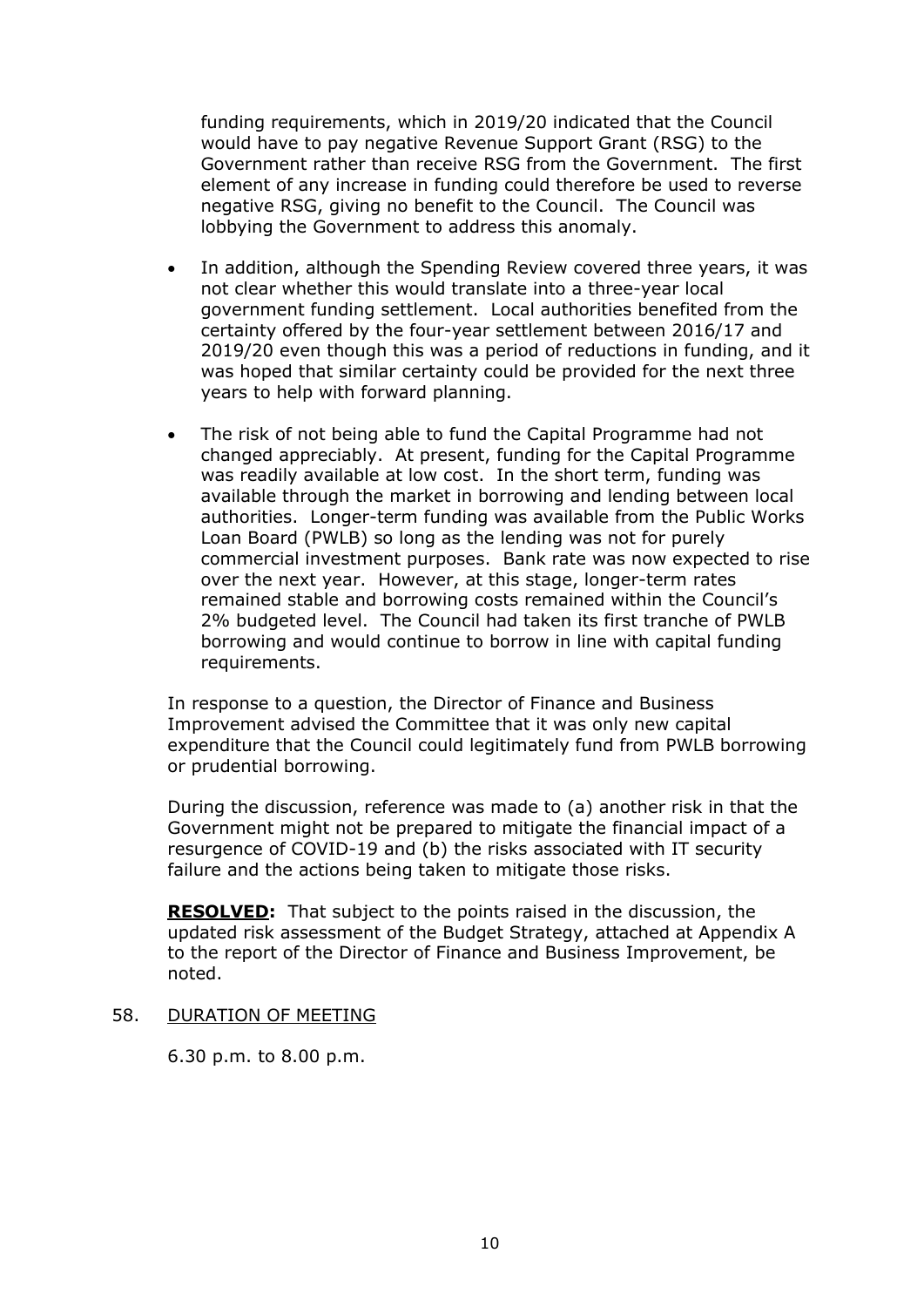funding requirements, which in 2019/20 indicated that the Council would have to pay negative Revenue Support Grant (RSG) to the Government rather than receive RSG from the Government. The first element of any increase in funding could therefore be used to reverse negative RSG, giving no benefit to the Council. The Council was lobbying the Government to address this anomaly.

- In addition, although the Spending Review covered three years, it was not clear whether this would translate into a three-year local government funding settlement. Local authorities benefited from the certainty offered by the four-year settlement between 2016/17 and 2019/20 even though this was a period of reductions in funding, and it was hoped that similar certainty could be provided for the next three years to help with forward planning.

- The risk of not being able to fund the Capital Programme had not changed appreciably. At present, funding for the Capital Programme was readily available at low cost. In the short term, funding was available through the market in borrowing and lending between local authorities. Longer-term funding was available from the Public Works Loan Board (PWLB) so long as the lending was not for purely commercial investment purposes. Bank rate was now expected to rise over the next year. However, at this stage, longer-term rates remained stable and borrowing costs remained within the Council's 2% budgeted level. The Council had taken its first tranche of PWLB borrowing and would continue to borrow in line with capital funding requirements.

In response to a question, the Director of Finance and Business Improvement advised the Committee that it was only new capital expenditure that the Council could legitimately fund from PWLB borrowing or prudential borrowing.

During the discussion, reference was made to (a) another risk in that the Government might not be prepared to mitigate the financial impact of a resurgence of COVID-19 and (b) the risks associated with IT security failure and the actions being taken to mitigate those risks.

**RESOLVED:** That subject to the points raised in the discussion, the updated risk assessment of the Budget Strategy, attached at Appendix A to the report of the Director of Finance and Business Improvement, be noted.

58. DURATION OF MEETING

6.30 p.m. to 8.00 p.m.